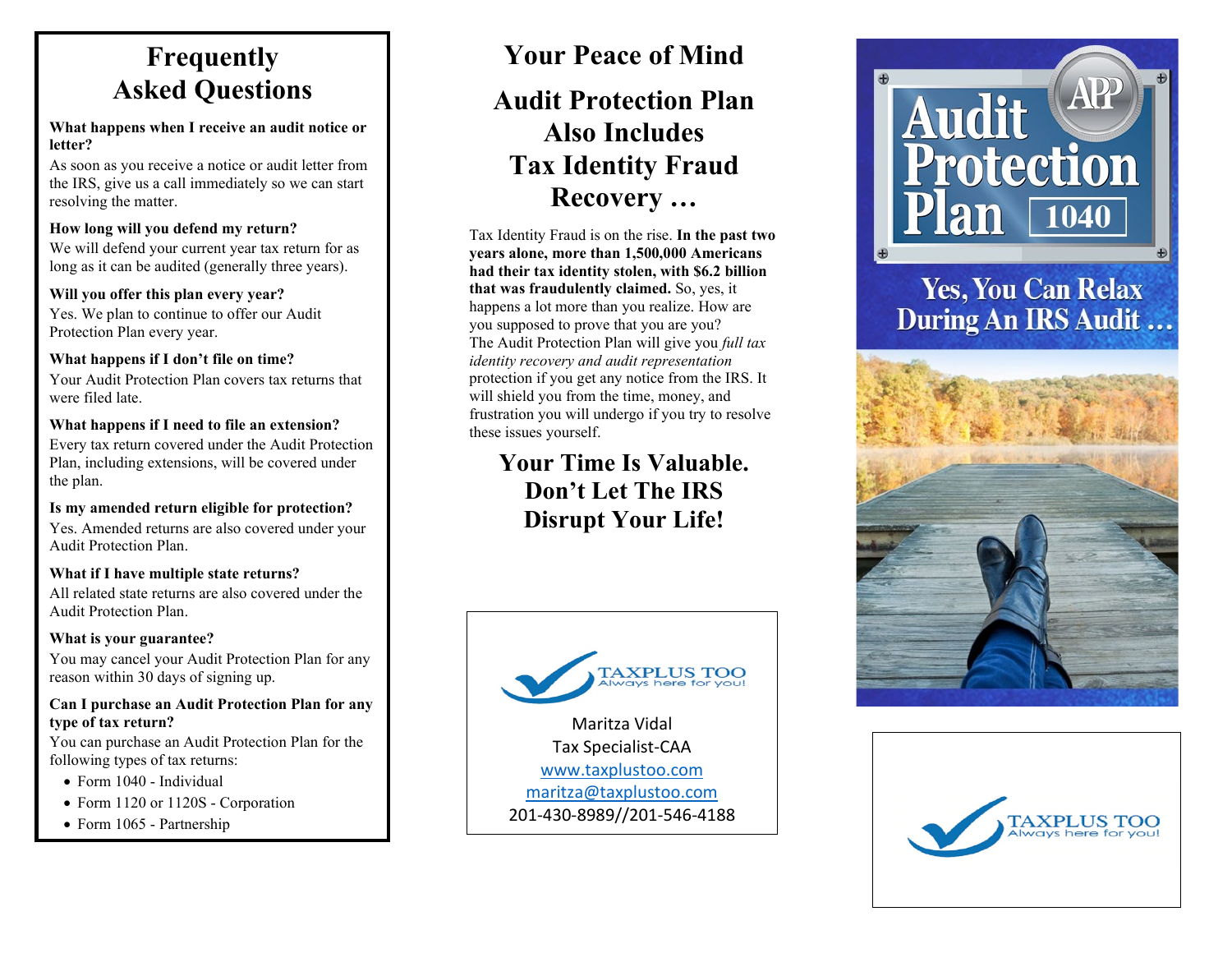# Frequently Asked Questions

**What happens when I receive an audit notice or letter?**
As soon as you receive a notice or audit letter from the IRS, give us a call immediately so we can start resolving the matter.

**How long will you defend my return?**
We will defend your current year tax return for as long as it can be audited (generally three years).

**Will you offer this plan every year?**
Yes. We plan to continue to offer our Audit Protection Plan every year.

**What happens if I don't file on time?**
Your Audit Protection Plan covers tax returns that were filed late.

**What happens if I need to file an extension?**
Every tax return covered under the Audit Protection Plan, including extensions, will be covered under the plan.

**Is my amended return eligible for protection?**
Yes. Amended returns are also covered under your Audit Protection Plan.

**What if I have multiple state returns?**
All related state returns are also covered under the Audit Protection Plan.

**What is your guarantee?**
You may cancel your Audit Protection Plan for any reason within 30 days of signing up.

**Can I purchase an Audit Protection Plan for any type of tax return?**
You can purchase an Audit Protection Plan for the following types of tax returns:

- Form 1040 - Individual
- Form 1120 or 1120S - Corporation
- Form 1065 - Partnership

# Your Peace of Mind

## Audit Protection Plan Also Includes Tax Identity Fraud Recovery …

Tax Identity Fraud is on the rise. **In the past two years alone, more than 1,500,000 Americans had their tax identity stolen, with $6.2 billion that was fraudulently claimed.** So, yes, it happens a lot more than you realize. How are you supposed to prove that you are you?
The Audit Protection Plan will give you *full tax identity recovery and audit representation* protection if you get any notice from the IRS. It will shield you from the time, money, and frustration you will undergo if you try to resolve these issues yourself.

## Your Time Is Valuable. Don't Let The IRS Disrupt Your Life!

TAXPLUS TOO
Always here for you!

Maritza Vidal
Tax Specialist-CAA
www.taxplustoo.com
maritza@taxplustoo.com
201-430-8989//201-546-4188

# Audit Protection Plan 1040

APP

## Yes, You Can Relax During An IRS Audit …

TAXPLUS TOO
Always here for you!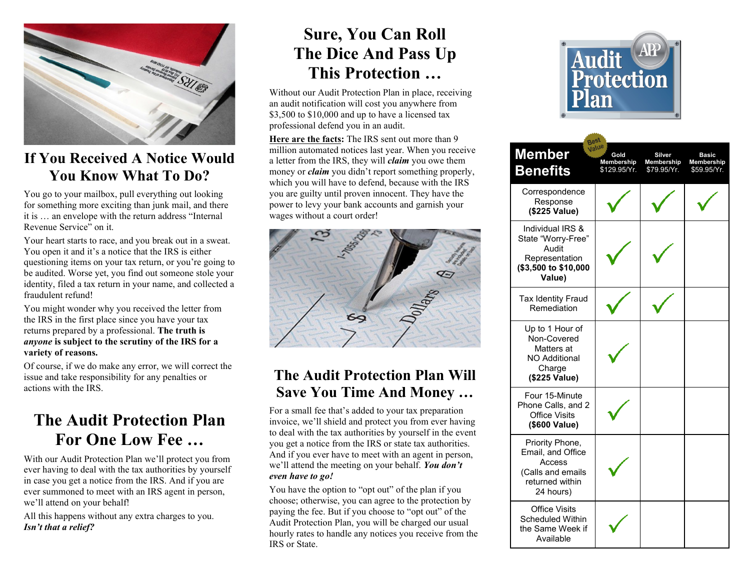## If You Received A Notice Would You Know What To Do?

You go to your mailbox, pull everything out looking for something more exciting than junk mail, and there it is … an envelope with the return address "Internal Revenue Service" on it.

Your heart starts to race, and you break out in a sweat. You open it and it's a notice that the IRS is either questioning items on your tax return, or you're going to be audited. Worse yet, you find out someone stole your identity, filed a tax return in your name, and collected a fraudulent refund!

You might wonder why you received the letter from the IRS in the first place since you have your tax returns prepared by a professional. **The truth is *anyone* is subject to the scrutiny of the IRS for a variety of reasons.**

Of course, if we do make any error, we will correct the issue and take responsibility for any penalties or actions with the IRS.

## The Audit Protection Plan For One Low Fee …

With our Audit Protection Plan we'll protect you from ever having to deal with the tax authorities by yourself in case you get a notice from the IRS. And if you are ever summoned to meet with an IRS agent in person, we'll attend on your behalf!

All this happens without any extra charges to you. ***Isn't that a relief?***

## Sure, You Can Roll The Dice And Pass Up This Protection …

Without our Audit Protection Plan in place, receiving an audit notification will cost you anywhere from $3,500 to $10,000 and up to have a licensed tax professional defend you in an audit.

**Here are the facts:** The IRS sent out more than 9 million automated notices last year. When you receive a letter from the IRS, they will ***claim*** you owe them money or ***claim*** you didn't report something properly, which you will have to defend, because with the IRS you are guilty until proven innocent. They have the power to levy your bank accounts and garnish your wages without a court order!

## The Audit Protection Plan Will Save You Time And Money …

For a small fee that's added to your tax preparation invoice, we'll shield and protect you from ever having to deal with the tax authorities by yourself in the event you get a notice from the IRS or state tax authorities. And if you ever have to meet with an agent in person, we'll attend the meeting on your behalf. ***You don't even have to go!***

You have the option to "opt out" of the plan if you choose; otherwise, you can agree to the protection by paying the fee. But if you choose to "opt out" of the Audit Protection Plan, you will be charged our usual hourly rates to handle any notices you receive from the IRS or State.

APP Audit Protection Plan

| Member Benefits | Best Value Gold Membership $129.95/Yr. | Silver Membership $79.95/Yr. | Basic Membership $59.95/Yr. |
|---|---|---|---|
| Correspondence Response **($225 Value)** | ✓ | ✓ | ✓ |
| Individual IRS & State "Worry-Free" Audit Representation **($3,500 to $10,000 Value)** | ✓ | ✓ | |
| Tax Identity Fraud Remediation | ✓ | ✓ | |
| Up to 1 Hour of Non-Covered Matters at NO Additional Charge **($225 Value)** | ✓ | | |
| Four 15-Minute Phone Calls, and 2 Office Visits **($600 Value)** | ✓ | | |
| Priority Phone, Email, and Office Access (Calls and emails returned within 24 hours) | ✓ | | |
| Office Visits Scheduled Within the Same Week if Available | ✓ | | |